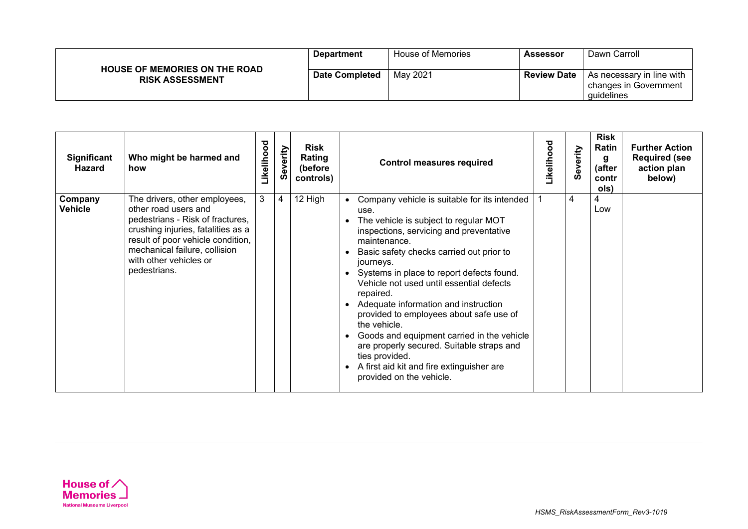| HOUSE OF MEMORIES ON THE ROAD RISK ASSESSMENT | **Department** | House of Memories | **Assessor** | Dawn Carroll |
|---|---|---|---|---|
| | **Date Completed** | May 2021 | **Review Date** | As necessary in line with changes in Government guidelines |

| Significant Hazard | Who might be harmed and how | Likelihood | Severity | Risk Rating (before controls) | Control measures required | Likelihood | Severity | Risk Rating (after controls) | Further Action Required (see action plan below) |
|---|---|---|---|---|---|---|---|---|---|
| **Company Vehicle** | The drivers, other employees, other road users and pedestrians - Risk of fractures, crushing injuries, fatalities as a result of poor vehicle condition, mechanical failure, collision with other vehicles or pedestrians. | 3 | 4 | 12 High | • Company vehicle is suitable for its intended use.<br>• The vehicle is subject to regular MOT inspections, servicing and preventative maintenance.<br>• Basic safety checks carried out prior to journeys.<br>• Systems in place to report defects found. Vehicle not used until essential defects repaired.<br>• Adequate information and instruction provided to employees about safe use of the vehicle.<br>• Goods and equipment carried in the vehicle are properly secured. Suitable straps and ties provided.<br>• A first aid kit and fire extinguisher are provided on the vehicle. | 1 | 4 | 4 Low | |

House of Memories
National Museums Liverpool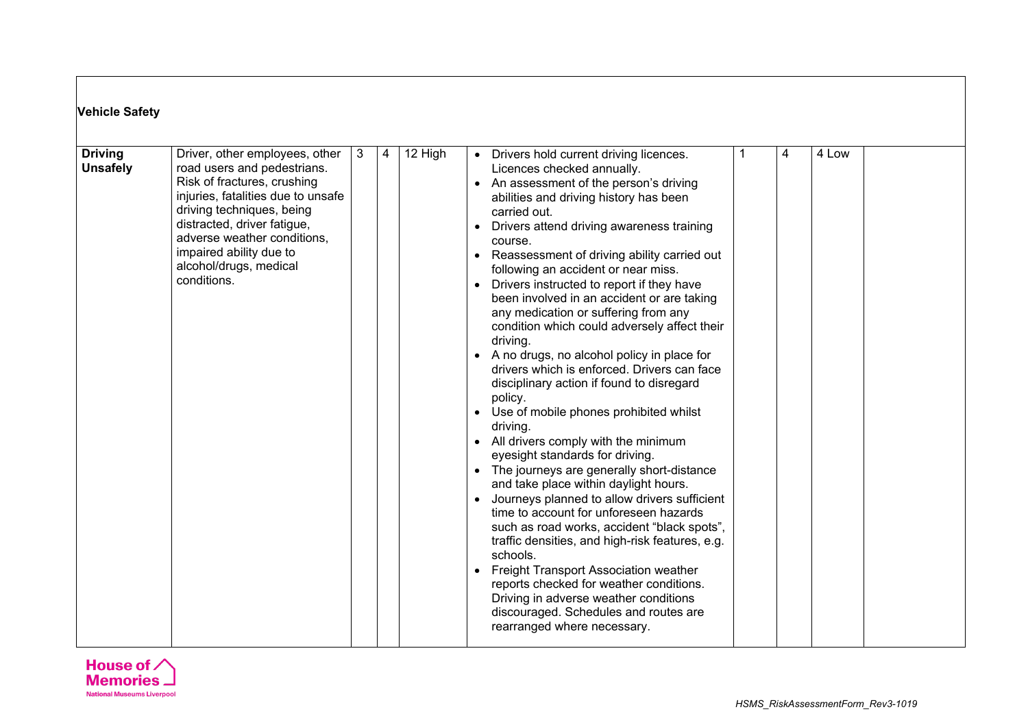| Vehicle Safety | | | | | | | | | |
|---|---|---|---|---|---|---|---|---|---|
| **Driving Unsafely** | Driver, other employees, other road users and pedestrians. Risk of fractures, crushing injuries, fatalities due to unsafe driving techniques, being distracted, driver fatigue, adverse weather conditions, impaired ability due to alcohol/drugs, medical conditions. | 3 | 4 | 12 High | • Drivers hold current driving licences. Licences checked annually.<br>• An assessment of the person's driving abilities and driving history has been carried out.<br>• Drivers attend driving awareness training course.<br>• Reassessment of driving ability carried out following an accident or near miss.<br>• Drivers instructed to report if they have been involved in an accident or are taking any medication or suffering from any condition which could adversely affect their driving.<br>• A no drugs, no alcohol policy in place for drivers which is enforced. Drivers can face disciplinary action if found to disregard policy.<br>• Use of mobile phones prohibited whilst driving.<br>• All drivers comply with the minimum eyesight standards for driving.<br>• The journeys are generally short-distance and take place within daylight hours.<br>• Journeys planned to allow drivers sufficient time to account for unforeseen hazards such as road works, accident "black spots", traffic densities, and high-risk features, e.g. schools.<br>• Freight Transport Association weather reports checked for weather conditions. Driving in adverse weather conditions discouraged. Schedules and routes are rearranged where necessary. | 1 | 4 | 4 Low | |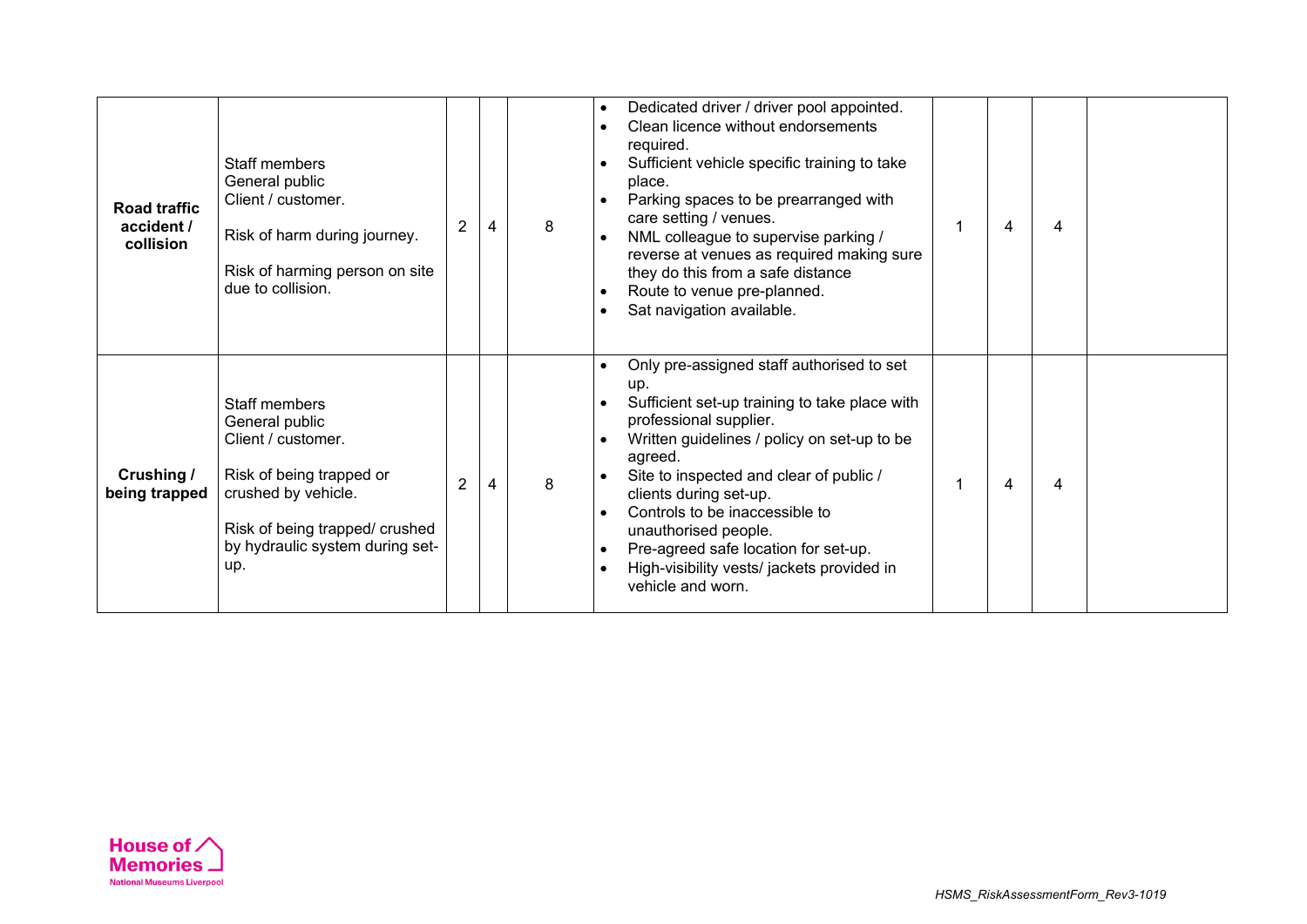| | | | | | | | | | |
|---|---|---|---|---|---|---|---|---|---|
| **Road traffic accident / collision** | Staff members<br>General public<br>Client / customer.<br><br>Risk of harm during journey.<br><br>Risk of harming person on site due to collision. | 2 | 4 | 8 | • Dedicated driver / driver pool appointed.<br>• Clean licence without endorsements required.<br>• Sufficient vehicle specific training to take place.<br>• Parking spaces to be prearranged with care setting / venues.<br>• NML colleague to supervise parking / reverse at venues as required making sure they do this from a safe distance<br>• Route to venue pre-planned.<br>• Sat navigation available. | 1 | 4 | 4 | |
| **Crushing / being trapped** | Staff members<br>General public<br>Client / customer.<br><br>Risk of being trapped or crushed by vehicle.<br><br>Risk of being trapped/ crushed by hydraulic system during set-up. | 2 | 4 | 8 | • Only pre-assigned staff authorised to set up.<br>• Sufficient set-up training to take place with professional supplier.<br>• Written guidelines / policy on set-up to be agreed.<br>• Site to inspected and clear of public / clients during set-up.<br>• Controls to be inaccessible to unauthorised people.<br>• Pre-agreed safe location for set-up.<br>• High-visibility vests/ jackets provided in vehicle and worn. | 1 | 4 | 4 | |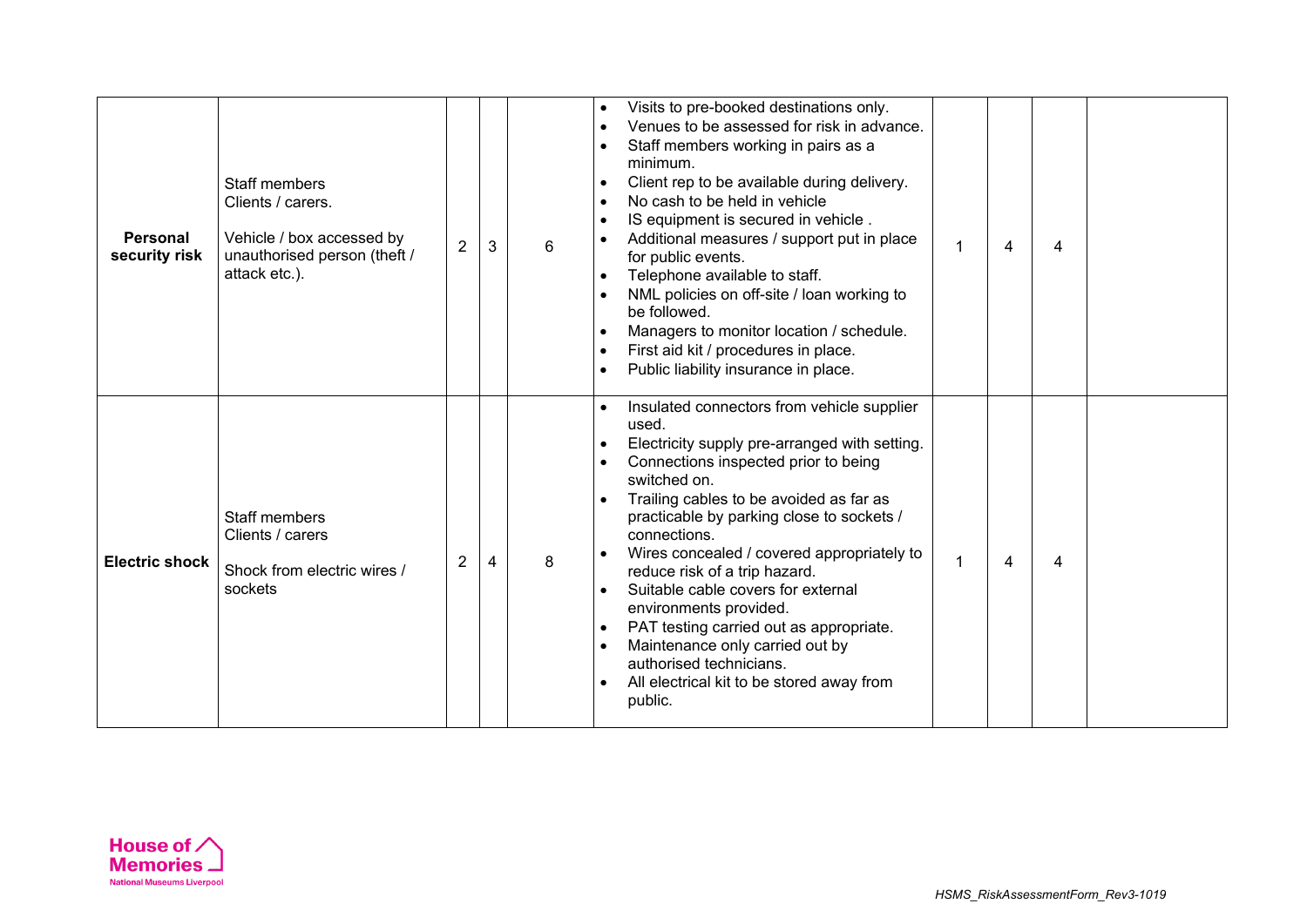| | | | | | | | | | |
|---|---|---|---|---|---|---|---|---|---|
| **Personal security risk** | Staff members<br>Clients / carers.<br><br>Vehicle / box accessed by unauthorised person (theft / attack etc.). | 2 | 3 | 6 | • Visits to pre-booked destinations only.<br>• Venues to be assessed for risk in advance.<br>• Staff members working in pairs as a minimum.<br>• Client rep to be available during delivery.<br>• No cash to be held in vehicle<br>• IS equipment is secured in vehicle .<br>• Additional measures / support put in place for public events.<br>• Telephone available to staff.<br>• NML policies on off-site / loan working to be followed.<br>• Managers to monitor location / schedule.<br>• First aid kit / procedures in place.<br>• Public liability insurance in place. | 1 | 4 | 4 | |
| **Electric shock** | Staff members<br>Clients / carers<br><br>Shock from electric wires / sockets | 2 | 4 | 8 | • Insulated connectors from vehicle supplier used.<br>• Electricity supply pre-arranged with setting.<br>• Connections inspected prior to being switched on.<br>• Trailing cables to be avoided as far as practicable by parking close to sockets / connections.<br>• Wires concealed / covered appropriately to reduce risk of a trip hazard.<br>• Suitable cable covers for external environments provided.<br>• PAT testing carried out as appropriate.<br>• Maintenance only carried out by authorised technicians.<br>• All electrical kit to be stored away from public. | 1 | 4 | 4 | |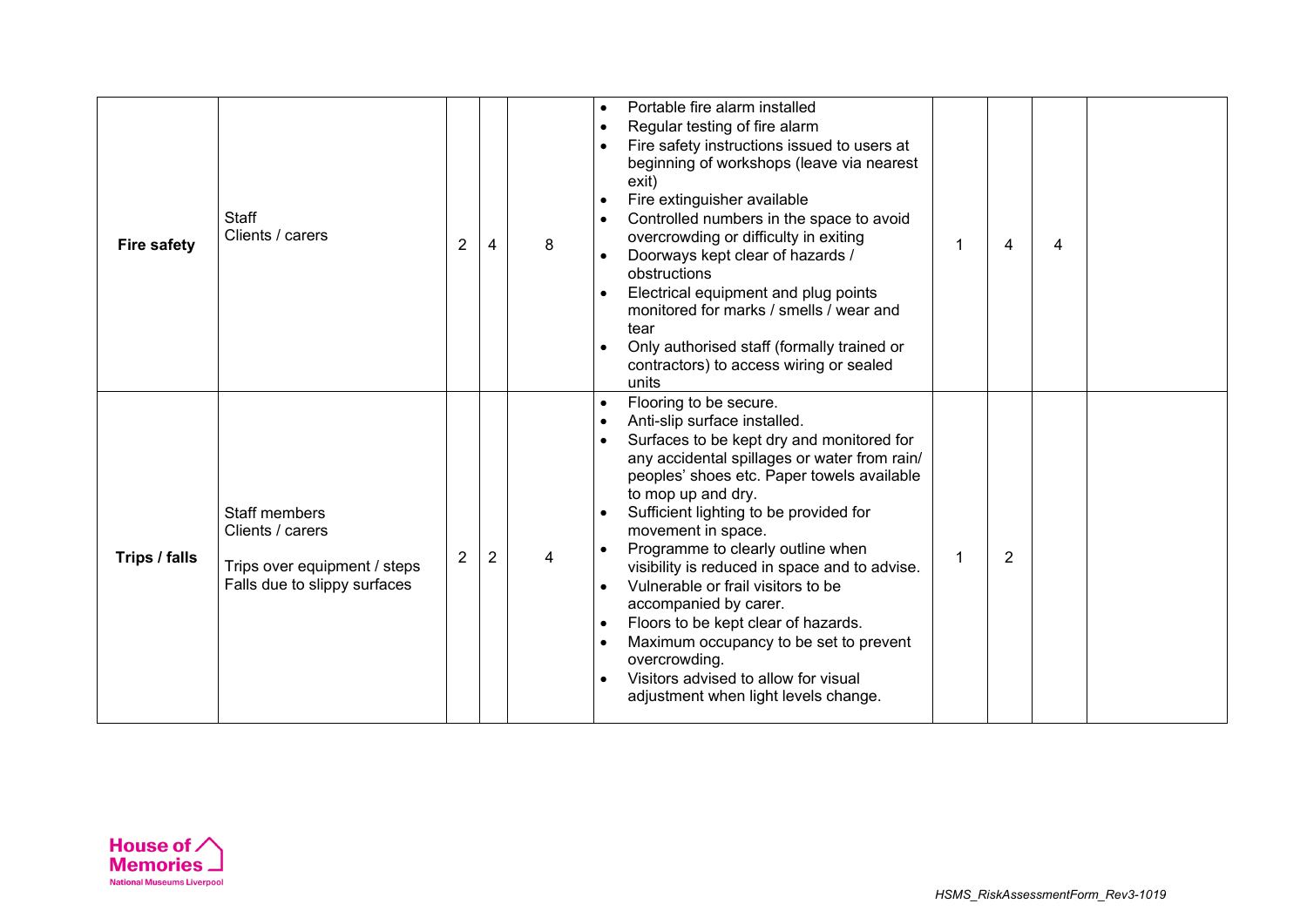| | | | | | | | | | |
|---|---|---|---|---|---|---|---|---|---|
| **Fire safety** | Staff<br>Clients / carers | 2 | 4 | 8 | • Portable fire alarm installed<br>• Regular testing of fire alarm<br>• Fire safety instructions issued to users at beginning of workshops (leave via nearest exit)<br>• Fire extinguisher available<br>• Controlled numbers in the space to avoid overcrowding or difficulty in exiting<br>• Doorways kept clear of hazards / obstructions<br>• Electrical equipment and plug points monitored for marks / smells / wear and tear<br>• Only authorised staff (formally trained or contractors) to access wiring or sealed units | 1 | 4 | 4 | |
| **Trips / falls** | Staff members<br>Clients / carers<br><br>Trips over equipment / steps<br>Falls due to slippy surfaces | 2 | 2 | 4 | • Flooring to be secure.<br>• Anti-slip surface installed.<br>• Surfaces to be kept dry and monitored for any accidental spillages or water from rain/ peoples' shoes etc. Paper towels available to mop up and dry.<br>• Sufficient lighting to be provided for movement in space.<br>• Programme to clearly outline when visibility is reduced in space and to advise.<br>• Vulnerable or frail visitors to be accompanied by carer.<br>• Floors to be kept clear of hazards.<br>• Maximum occupancy to be set to prevent overcrowding.<br>• Visitors advised to allow for visual adjustment when light levels change. | 1 | 2 | | |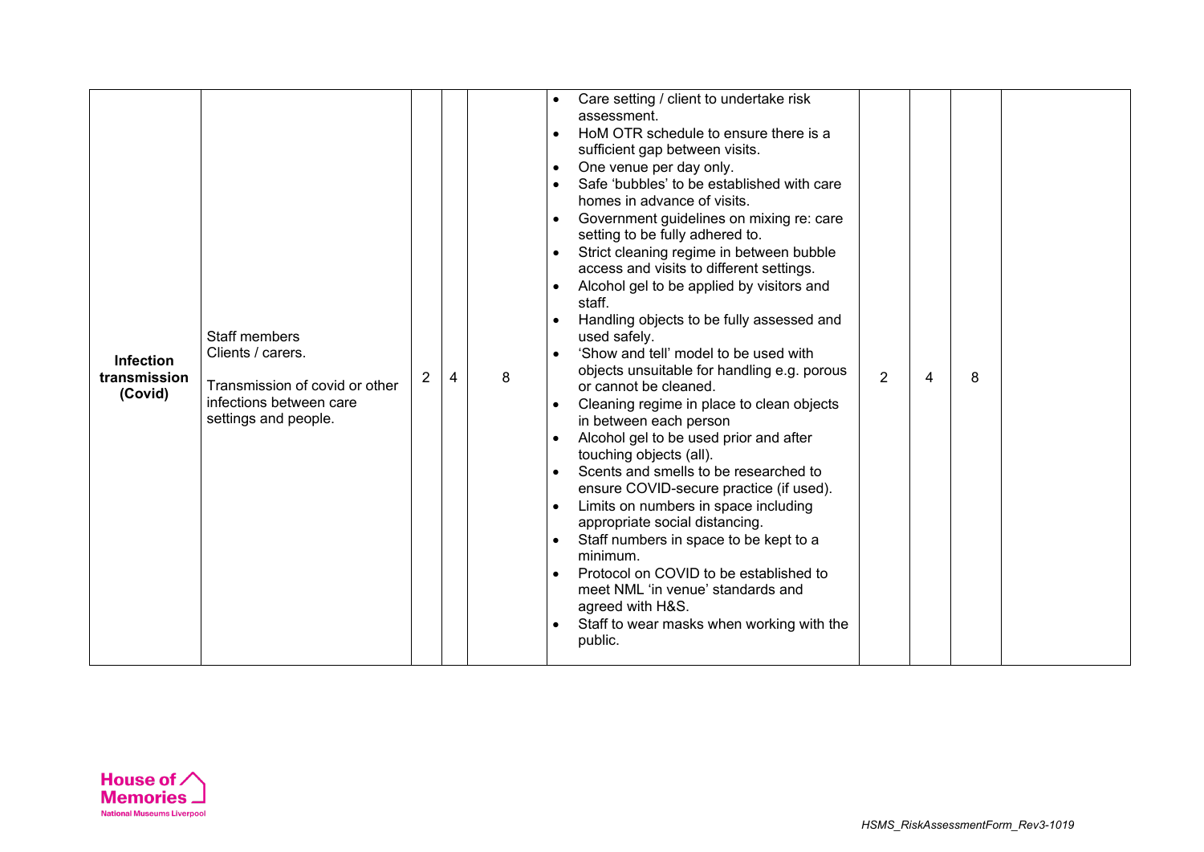| | | | | | | | | | |
|---|---|---|---|---|---|---|---|---|---|
| **Infection transmission (Covid)** | Staff members<br>Clients / carers.<br><br>Transmission of covid or other infections between care settings and people. | 2 | 4 | 8 | • Care setting / client to undertake risk assessment.<br>• HoM OTR schedule to ensure there is a sufficient gap between visits.<br>• One venue per day only.<br>• Safe 'bubbles' to be established with care homes in advance of visits.<br>• Government guidelines on mixing re: care setting to be fully adhered to.<br>• Strict cleaning regime in between bubble access and visits to different settings.<br>• Alcohol gel to be applied by visitors and staff.<br>• Handling objects to be fully assessed and used safely.<br>• 'Show and tell' model to be used with objects unsuitable for handling e.g. porous or cannot be cleaned.<br>• Cleaning regime in place to clean objects in between each person<br>• Alcohol gel to be used prior and after touching objects (all).<br>• Scents and smells to be researched to ensure COVID-secure practice (if used).<br>• Limits on numbers in space including appropriate social distancing.<br>• Staff numbers in space to be kept to a minimum.<br>• Protocol on COVID to be established to meet NML 'in venue' standards and agreed with H&S.<br>• Staff to wear masks when working with the public. | 2 | 4 | 8 | |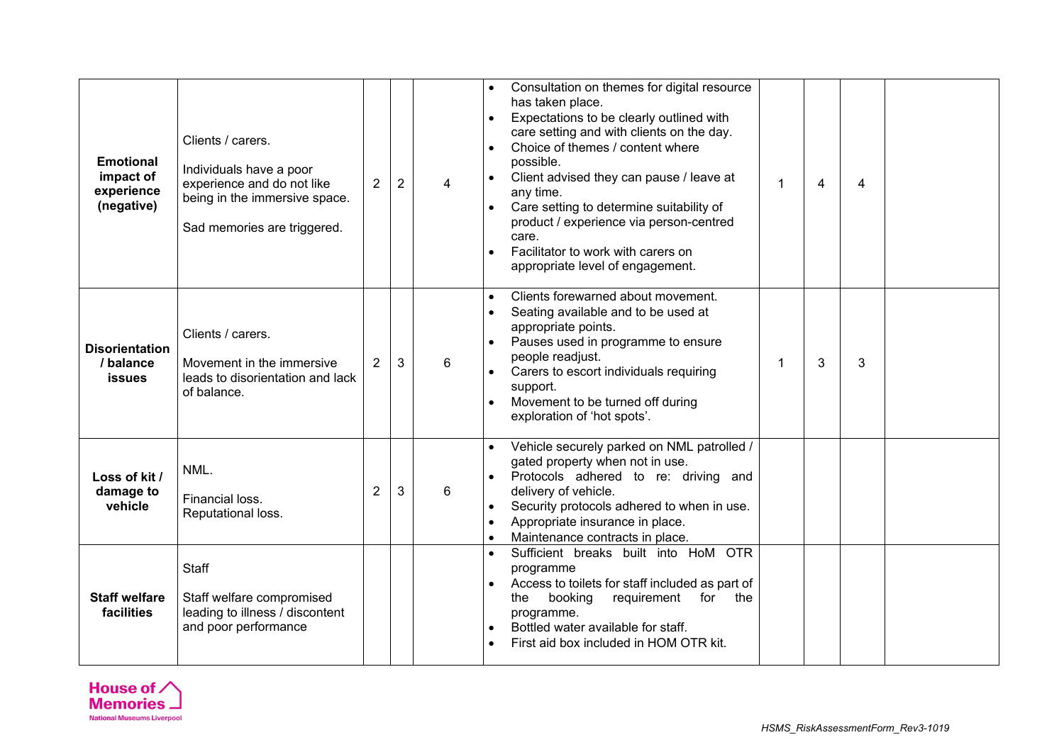| | | | | | | | | | |
|---|---|---|---|---|---|---|---|---|---|
| **Emotional impact of experience (negative)** | Clients / carers.<br><br>Individuals have a poor experience and do not like being in the immersive space.<br><br>Sad memories are triggered. | 2 | 2 | 4 | • Consultation on themes for digital resource has taken place.<br>• Expectations to be clearly outlined with care setting and with clients on the day.<br>• Choice of themes / content where possible.<br>• Client advised they can pause / leave at any time.<br>• Care setting to determine suitability of product / experience via person-centred care.<br>• Facilitator to work with carers on appropriate level of engagement. | 1 | 4 | 4 | |
| **Disorientation / balance issues** | Clients / carers.<br><br>Movement in the immersive leads to disorientation and lack of balance. | 2 | 3 | 6 | • Clients forewarned about movement.<br>• Seating available and to be used at appropriate points.<br>• Pauses used in programme to ensure people readjust.<br>• Carers to escort individuals requiring support.<br>• Movement to be turned off during exploration of 'hot spots'. | 1 | 3 | 3 | |
| **Loss of kit / damage to vehicle** | NML.<br><br>Financial loss.<br>Reputational loss. | 2 | 3 | 6 | • Vehicle securely parked on NML patrolled / gated property when not in use.<br>• Protocols adhered to re: driving and delivery of vehicle.<br>• Security protocols adhered to when in use.<br>• Appropriate insurance in place.<br>• Maintenance contracts in place. | | | | |
| **Staff welfare facilities** | Staff<br><br>Staff welfare compromised leading to illness / discontent and poor performance | | | | • Sufficient breaks built into HoM OTR programme<br>• Access to toilets for staff included as part of the booking requirement for the programme.<br>• Bottled water available for staff.<br>• First aid box included in HOM OTR kit. | | | | |

House of Memories
National Museums Liverpool

*HSMS_RiskAssessmentForm_Rev3-1019*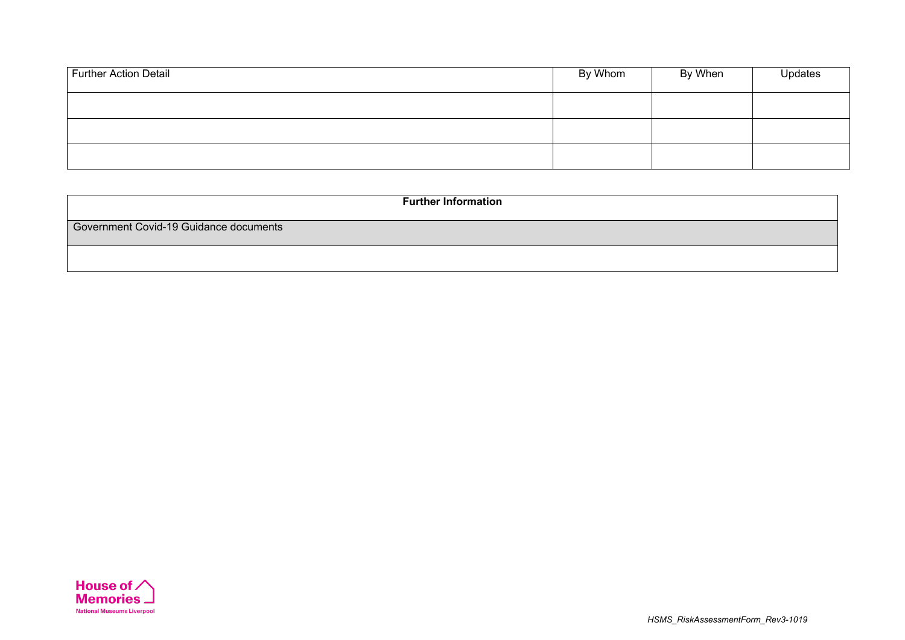| Further Action Detail | By Whom | By When | Updates |
| --- | --- | --- | --- |
| | | | |
| | | | |
| | | | |

| Further Information |
| --- |
| Government Covid-19 Guidance documents |
| |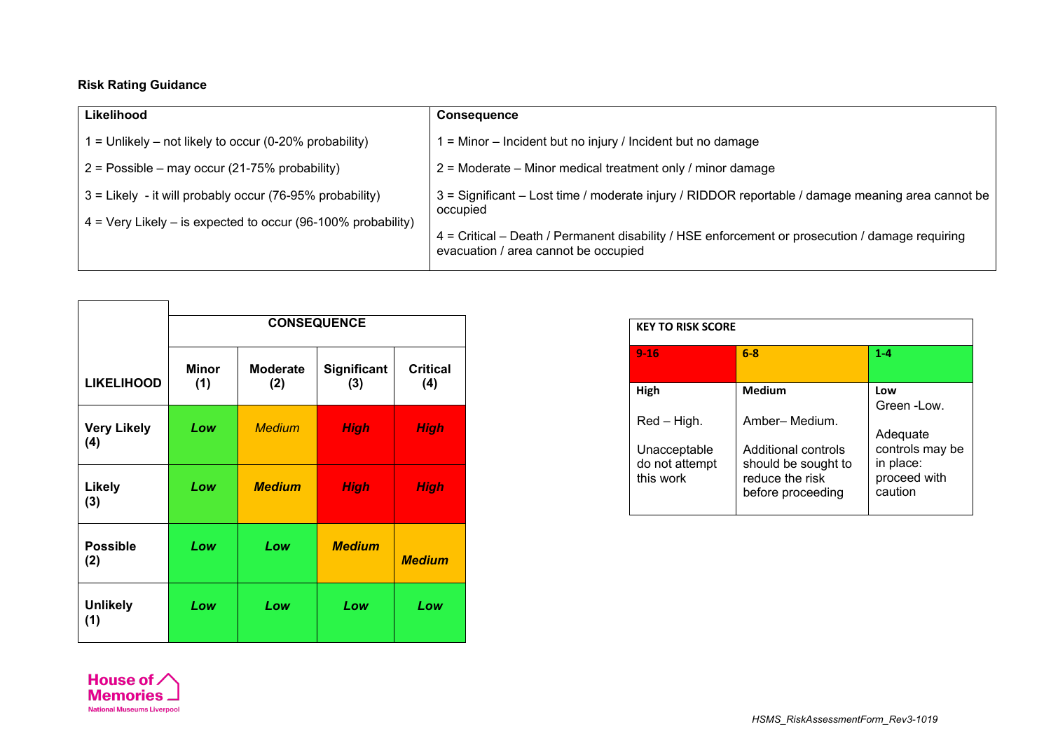**Risk Rating Guidance**

| Likelihood | Consequence |
|---|---|
| 1 = Unlikely – not likely to occur (0-20% probability) | 1 = Minor – Incident but no injury / Incident but no damage |
| 2 = Possible – may occur (21-75% probability) | 2 = Moderate – Minor medical treatment only / minor damage |
| 3 = Likely - it will probably occur (76-95% probability) | 3 = Significant – Lost time / moderate injury / RIDDOR reportable / damage meaning area cannot be occupied |
| 4 = Very Likely – is expected to occur (96-100% probability) | 4 = Critical – Death / Permanent disability / HSE enforcement or prosecution / damage requiring evacuation / area cannot be occupied |

| | CONSEQUENCE | | | |
|---|---|---|---|---|
| **LIKELIHOOD** | **Minor (1)** | **Moderate (2)** | **Significant (3)** | **Critical (4)** |
| **Very Likely (4)** | ***Low*** | *Medium* | ***High*** | ***High*** |
| **Likely (3)** | ***Low*** | ***Medium*** | ***High*** | ***High*** |
| **Possible (2)** | ***Low*** | ***Low*** | ***Medium*** | ***Medium*** |
| **Unlikely (1)** | ***Low*** | ***Low*** | ***Low*** | ***Low*** |

| KEY TO RISK SCORE | | |
|---|---|---|
| 9-16 | 6-8 | 1-4 |
| **High**<br><br>Red – High.<br><br>Unacceptable do not attempt this work | **Medium**<br><br>Amber– Medium.<br><br>Additional controls should be sought to reduce the risk before proceeding | **Low**<br>Green -Low.<br><br>Adequate controls may be in place: proceed with caution |

House of Memories
National Museums Liverpool

HSMS_RiskAssessmentForm_Rev3-1019